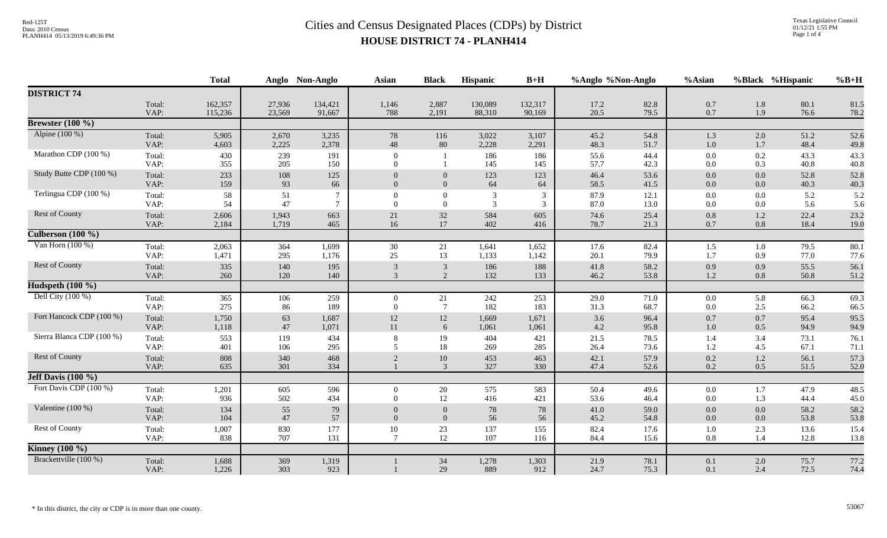# Cities and Census Designated Places (CDPs) by District

## HOUSE DISTRICT 74 - PLANH414

Red-125T
Data: 2010 Census
PLANH414 05/13/2019 6:49:36 PM

Texas Legislative Council
01/12/21 1:55 PM

| | | Total | Anglo | Non-Anglo | Asian | Black | Hispanic | B+H | %Anglo | %Non-Anglo | %Asian | %Black | %Hispanic | %B+H |
|---|---|---|---|---|---|---|---|---|---|---|---|---|---|---|
| **DISTRICT 74** | | | | | | | | | | | | | | |
| | Total: | 162,357 | 27,936 | 134,421 | 1,146 | 2,887 | 130,089 | 132,317 | 17.2 | 82.8 | 0.7 | 1.8 | 80.1 | 81.5 |
| | VAP: | 115,236 | 23,569 | 91,667 | 788 | 2,191 | 88,310 | 90,169 | 20.5 | 79.5 | 0.7 | 1.9 | 76.6 | 78.2 |
| **Brewster (100 %)** | | | | | | | | | | | | | | |
| Alpine (100 %) | Total: | 5,905 | 2,670 | 3,235 | 78 | 116 | 3,022 | 3,107 | 45.2 | 54.8 | 1.3 | 2.0 | 51.2 | 52.6 |
| | VAP: | 4,603 | 2,225 | 2,378 | 48 | 80 | 2,228 | 2,291 | 48.3 | 51.7 | 1.0 | 1.7 | 48.4 | 49.8 |
| Marathon CDP (100 %) | Total: | 430 | 239 | 191 | 0 | 1 | 186 | 186 | 55.6 | 44.4 | 0.0 | 0.2 | 43.3 | 43.3 |
| | VAP: | 355 | 205 | 150 | 0 | 1 | 145 | 145 | 57.7 | 42.3 | 0.0 | 0.3 | 40.8 | 40.8 |
| Study Butte CDP (100 %) | Total: | 233 | 108 | 125 | 0 | 0 | 123 | 123 | 46.4 | 53.6 | 0.0 | 0.0 | 52.8 | 52.8 |
| | VAP: | 159 | 93 | 66 | 0 | 0 | 64 | 64 | 58.5 | 41.5 | 0.0 | 0.0 | 40.3 | 40.3 |
| Terlingua CDP (100 %) | Total: | 58 | 51 | 7 | 0 | 0 | 3 | 3 | 87.9 | 12.1 | 0.0 | 0.0 | 5.2 | 5.2 |
| | VAP: | 54 | 47 | 7 | 0 | 0 | 3 | 3 | 87.0 | 13.0 | 0.0 | 0.0 | 5.6 | 5.6 |
| Rest of County | Total: | 2,606 | 1,943 | 663 | 21 | 32 | 584 | 605 | 74.6 | 25.4 | 0.8 | 1.2 | 22.4 | 23.2 |
| | VAP: | 2,184 | 1,719 | 465 | 16 | 17 | 402 | 416 | 78.7 | 21.3 | 0.7 | 0.8 | 18.4 | 19.0 |
| **Culberson (100 %)** | | | | | | | | | | | | | | |
| Van Horn (100 %) | Total: | 2,063 | 364 | 1,699 | 30 | 21 | 1,641 | 1,652 | 17.6 | 82.4 | 1.5 | 1.0 | 79.5 | 80.1 |
| | VAP: | 1,471 | 295 | 1,176 | 25 | 13 | 1,133 | 1,142 | 20.1 | 79.9 | 1.7 | 0.9 | 77.0 | 77.6 |
| Rest of County | Total: | 335 | 140 | 195 | 3 | 3 | 186 | 188 | 41.8 | 58.2 | 0.9 | 0.9 | 55.5 | 56.1 |
| | VAP: | 260 | 120 | 140 | 3 | 2 | 132 | 133 | 46.2 | 53.8 | 1.2 | 0.8 | 50.8 | 51.2 |
| **Hudspeth (100 %)** | | | | | | | | | | | | | | |
| Dell City (100 %) | Total: | 365 | 106 | 259 | 0 | 21 | 242 | 253 | 29.0 | 71.0 | 0.0 | 5.8 | 66.3 | 69.3 |
| | VAP: | 275 | 86 | 189 | 0 | 7 | 182 | 183 | 31.3 | 68.7 | 0.0 | 2.5 | 66.2 | 66.5 |
| Fort Hancock CDP (100 %) | Total: | 1,750 | 63 | 1,687 | 12 | 12 | 1,669 | 1,671 | 3.6 | 96.4 | 0.7 | 0.7 | 95.4 | 95.5 |
| | VAP: | 1,118 | 47 | 1,071 | 11 | 6 | 1,061 | 1,061 | 4.2 | 95.8 | 1.0 | 0.5 | 94.9 | 94.9 |
| Sierra Blanca CDP (100 %) | Total: | 553 | 119 | 434 | 8 | 19 | 404 | 421 | 21.5 | 78.5 | 1.4 | 3.4 | 73.1 | 76.1 |
| | VAP: | 401 | 106 | 295 | 5 | 18 | 269 | 285 | 26.4 | 73.6 | 1.2 | 4.5 | 67.1 | 71.1 |
| Rest of County | Total: | 808 | 340 | 468 | 2 | 10 | 453 | 463 | 42.1 | 57.9 | 0.2 | 1.2 | 56.1 | 57.3 |
| | VAP: | 635 | 301 | 334 | 1 | 3 | 327 | 330 | 47.4 | 52.6 | 0.2 | 0.5 | 51.5 | 52.0 |
| **Jeff Davis (100 %)** | | | | | | | | | | | | | | |
| Fort Davis CDP (100 %) | Total: | 1,201 | 605 | 596 | 0 | 20 | 575 | 583 | 50.4 | 49.6 | 0.0 | 1.7 | 47.9 | 48.5 |
| | VAP: | 936 | 502 | 434 | 0 | 12 | 416 | 421 | 53.6 | 46.4 | 0.0 | 1.3 | 44.4 | 45.0 |
| Valentine (100 %) | Total: | 134 | 55 | 79 | 0 | 0 | 78 | 78 | 41.0 | 59.0 | 0.0 | 0.0 | 58.2 | 58.2 |
| | VAP: | 104 | 47 | 57 | 0 | 0 | 56 | 56 | 45.2 | 54.8 | 0.0 | 0.0 | 53.8 | 53.8 |
| Rest of County | Total: | 1,007 | 830 | 177 | 10 | 23 | 137 | 155 | 82.4 | 17.6 | 1.0 | 2.3 | 13.6 | 15.4 |
| | VAP: | 838 | 707 | 131 | 7 | 12 | 107 | 116 | 84.4 | 15.6 | 0.8 | 1.4 | 12.8 | 13.8 |
| **Kinney (100 %)** | | | | | | | | | | | | | | |
| Brackettville (100 %) | Total: | 1,688 | 369 | 1,319 | 1 | 34 | 1,278 | 1,303 | 21.9 | 78.1 | 0.1 | 2.0 | 75.7 | 77.2 |
| | VAP: | 1,226 | 303 | 923 | 1 | 29 | 889 | 912 | 24.7 | 75.3 | 0.1 | 2.4 | 72.5 | 74.4 |

\* In this district, the city or CDP is in more than one county.

53067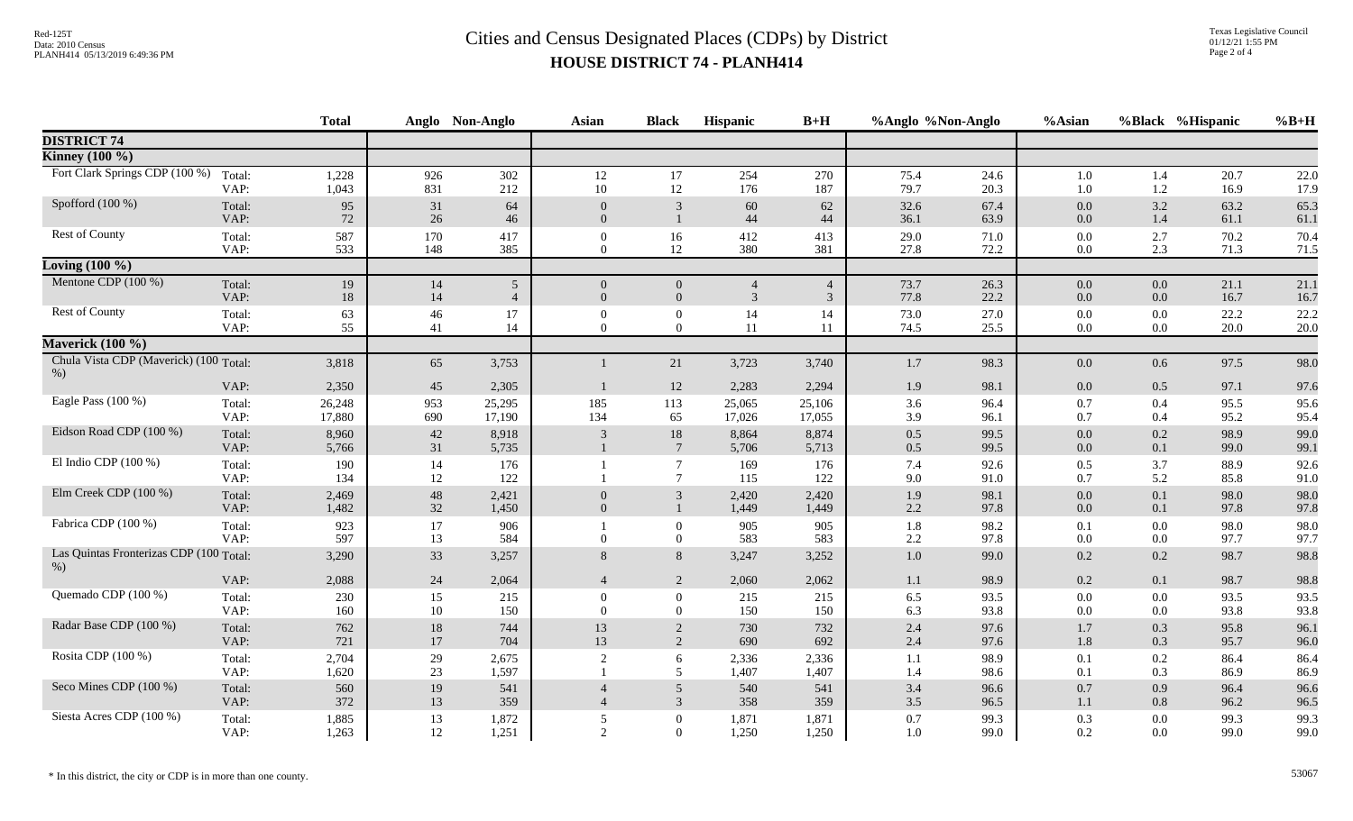# Cities and Census Designated Places (CDPs) by District

## HOUSE DISTRICT 74 - PLANH414

| | | Total | Anglo | Non-Anglo | Asian | Black | Hispanic | B+H | %Anglo | %Non-Anglo | %Asian | %Black | %Hispanic | %B+H |
|---|---|---|---|---|---|---|---|---|---|---|---|---|---|---|
| **DISTRICT 74** | | | | | | | | | | | | | | |
| **Kinney (100 %)** | | | | | | | | | | | | | | |
| Fort Clark Springs CDP (100 %) | Total: | 1,228 | 926 | 302 | 12 | 17 | 254 | 270 | 75.4 | 24.6 | 1.0 | 1.4 | 20.7 | 22.0 |
| | VAP: | 1,043 | 831 | 212 | 10 | 12 | 176 | 187 | 79.7 | 20.3 | 1.0 | 1.2 | 16.9 | 17.9 |
| Spofford (100 %) | Total: | 95 | 31 | 64 | 0 | 3 | 60 | 62 | 32.6 | 67.4 | 0.0 | 3.2 | 63.2 | 65.3 |
| | VAP: | 72 | 26 | 46 | 0 | 1 | 44 | 44 | 36.1 | 63.9 | 0.0 | 1.4 | 61.1 | 61.1 |
| Rest of County | Total: | 587 | 170 | 417 | 0 | 16 | 412 | 413 | 29.0 | 71.0 | 0.0 | 2.7 | 70.2 | 70.4 |
| | VAP: | 533 | 148 | 385 | 0 | 12 | 380 | 381 | 27.8 | 72.2 | 0.0 | 2.3 | 71.3 | 71.5 |
| **Loving (100 %)** | | | | | | | | | | | | | | |
| Mentone CDP (100 %) | Total: | 19 | 14 | 5 | 0 | 0 | 4 | 4 | 73.7 | 26.3 | 0.0 | 0.0 | 21.1 | 21.1 |
| | VAP: | 18 | 14 | 4 | 0 | 0 | 3 | 3 | 77.8 | 22.2 | 0.0 | 0.0 | 16.7 | 16.7 |
| Rest of County | Total: | 63 | 46 | 17 | 0 | 0 | 14 | 14 | 73.0 | 27.0 | 0.0 | 0.0 | 22.2 | 22.2 |
| | VAP: | 55 | 41 | 14 | 0 | 0 | 11 | 11 | 74.5 | 25.5 | 0.0 | 0.0 | 20.0 | 20.0 |
| **Maverick (100 %)** | | | | | | | | | | | | | | |
| Chula Vista CDP (Maverick) (100 %) | Total: | 3,818 | 65 | 3,753 | 1 | 21 | 3,723 | 3,740 | 1.7 | 98.3 | 0.0 | 0.6 | 97.5 | 98.0 |
| | VAP: | 2,350 | 45 | 2,305 | 1 | 12 | 2,283 | 2,294 | 1.9 | 98.1 | 0.0 | 0.5 | 97.1 | 97.6 |
| Eagle Pass (100 %) | Total: | 26,248 | 953 | 25,295 | 185 | 113 | 25,065 | 25,106 | 3.6 | 96.4 | 0.7 | 0.4 | 95.5 | 95.6 |
| | VAP: | 17,880 | 690 | 17,190 | 134 | 65 | 17,026 | 17,055 | 3.9 | 96.1 | 0.7 | 0.4 | 95.2 | 95.4 |
| Eidson Road CDP (100 %) | Total: | 8,960 | 42 | 8,918 | 3 | 18 | 8,864 | 8,874 | 0.5 | 99.5 | 0.0 | 0.2 | 98.9 | 99.0 |
| | VAP: | 5,766 | 31 | 5,735 | 1 | 7 | 5,706 | 5,713 | 0.5 | 99.5 | 0.0 | 0.1 | 99.0 | 99.1 |
| El Indio CDP (100 %) | Total: | 190 | 14 | 176 | 1 | 7 | 169 | 176 | 7.4 | 92.6 | 0.5 | 3.7 | 88.9 | 92.6 |
| | VAP: | 134 | 12 | 122 | 1 | 7 | 115 | 122 | 9.0 | 91.0 | 0.7 | 5.2 | 85.8 | 91.0 |
| Elm Creek CDP (100 %) | Total: | 2,469 | 48 | 2,421 | 0 | 3 | 2,420 | 2,420 | 1.9 | 98.1 | 0.0 | 0.1 | 98.0 | 98.0 |
| | VAP: | 1,482 | 32 | 1,450 | 0 | 1 | 1,449 | 1,449 | 2.2 | 97.8 | 0.0 | 0.1 | 97.8 | 97.8 |
| Fabrica CDP (100 %) | Total: | 923 | 17 | 906 | 1 | 0 | 905 | 905 | 1.8 | 98.2 | 0.1 | 0.0 | 98.0 | 98.0 |
| | VAP: | 597 | 13 | 584 | 0 | 0 | 583 | 583 | 2.2 | 97.8 | 0.0 | 0.0 | 97.7 | 97.7 |
| Las Quintas Fronterizas CDP (100 %) | Total: | 3,290 | 33 | 3,257 | 8 | 8 | 3,247 | 3,252 | 1.0 | 99.0 | 0.2 | 0.2 | 98.7 | 98.8 |
| | VAP: | 2,088 | 24 | 2,064 | 4 | 2 | 2,060 | 2,062 | 1.1 | 98.9 | 0.2 | 0.1 | 98.7 | 98.8 |
| Quemado CDP (100 %) | Total: | 230 | 15 | 215 | 0 | 0 | 215 | 215 | 6.5 | 93.5 | 0.0 | 0.0 | 93.5 | 93.5 |
| | VAP: | 160 | 10 | 150 | 0 | 0 | 150 | 150 | 6.3 | 93.8 | 0.0 | 0.0 | 93.8 | 93.8 |
| Radar Base CDP (100 %) | Total: | 762 | 18 | 744 | 13 | 2 | 730 | 732 | 2.4 | 97.6 | 1.7 | 0.3 | 95.8 | 96.1 |
| | VAP: | 721 | 17 | 704 | 13 | 2 | 690 | 692 | 2.4 | 97.6 | 1.8 | 0.3 | 95.7 | 96.0 |
| Rosita CDP (100 %) | Total: | 2,704 | 29 | 2,675 | 2 | 6 | 2,336 | 2,336 | 1.1 | 98.9 | 0.1 | 0.2 | 86.4 | 86.4 |
| | VAP: | 1,620 | 23 | 1,597 | 1 | 5 | 1,407 | 1,407 | 1.4 | 98.6 | 0.1 | 0.3 | 86.9 | 86.9 |
| Seco Mines CDP (100 %) | Total: | 560 | 19 | 541 | 4 | 5 | 540 | 541 | 3.4 | 96.6 | 0.7 | 0.9 | 96.4 | 96.6 |
| | VAP: | 372 | 13 | 359 | 4 | 3 | 358 | 359 | 3.5 | 96.5 | 1.1 | 0.8 | 96.2 | 96.5 |
| Siesta Acres CDP (100 %) | Total: | 1,885 | 13 | 1,872 | 5 | 0 | 1,871 | 1,871 | 0.7 | 99.3 | 0.3 | 0.0 | 99.3 | 99.3 |
| | VAP: | 1,263 | 12 | 1,251 | 2 | 0 | 1,250 | 1,250 | 1.0 | 99.0 | 0.2 | 0.0 | 99.0 | 99.0 |

* In this district, the city or CDP is in more than one county.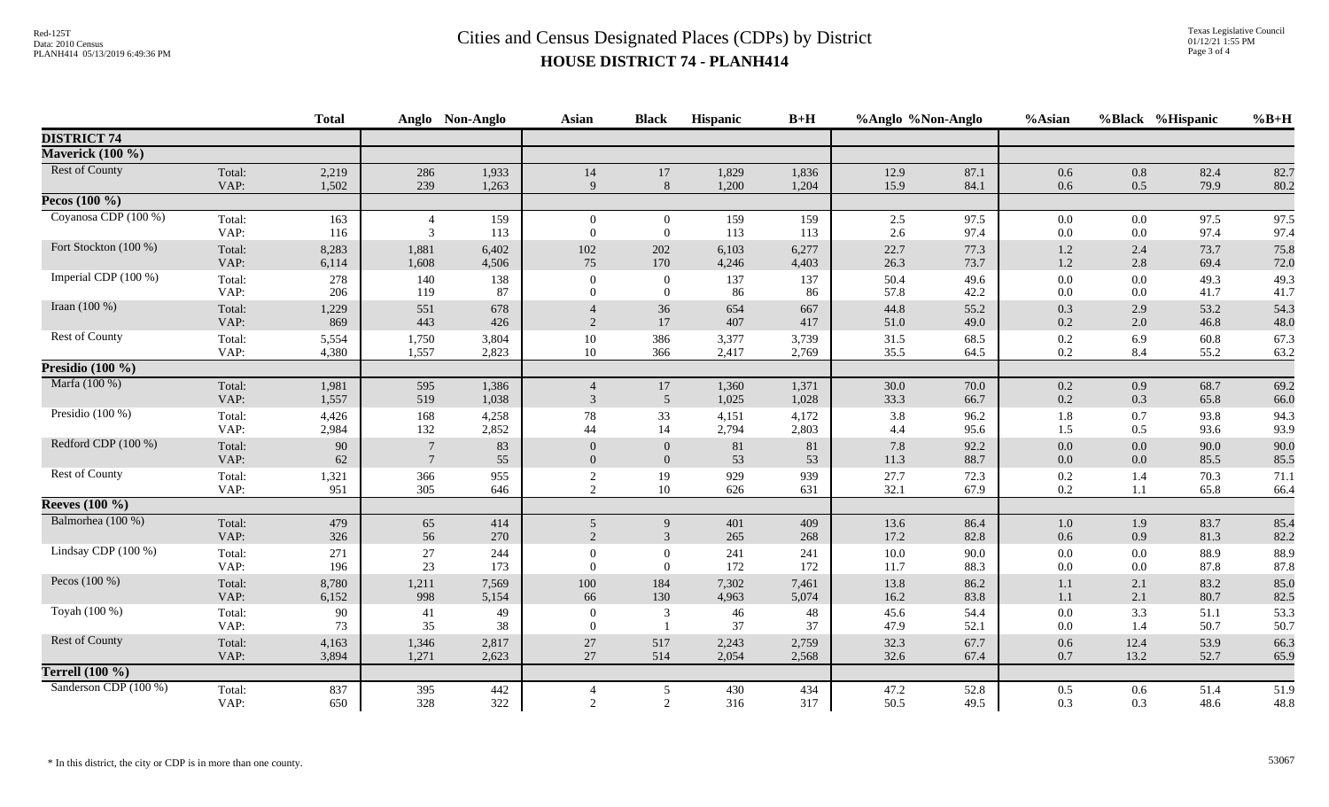# Cities and Census Designated Places (CDPs) by District

## HOUSE DISTRICT 74 - PLANH414

Red-125T
Data: 2010 Census
PLANH414 05/13/2019 6:49:36 PM

Texas Legislative Council
01/12/21 1:55 PM

| | | Total | Anglo | Non-Anglo | Asian | Black | Hispanic | B+H | %Anglo | %Non-Anglo | %Asian | %Black | %Hispanic | %B+H |
|---|---|---|---|---|---|---|---|---|---|---|---|---|---|---|
| **DISTRICT 74** | | | | | | | | | | | | | | |
| **Maverick (100 %)** | | | | | | | | | | | | | | |
| Rest of County | Total: | 2,219 | 286 | 1,933 | 14 | 17 | 1,829 | 1,836 | 12.9 | 87.1 | 0.6 | 0.8 | 82.4 | 82.7 |
| | VAP: | 1,502 | 239 | 1,263 | 9 | 8 | 1,200 | 1,204 | 15.9 | 84.1 | 0.6 | 0.5 | 79.9 | 80.2 |
| **Pecos (100 %)** | | | | | | | | | | | | | | |
| Coyanosa CDP (100 %) | Total: | 163 | 4 | 159 | 0 | 0 | 159 | 159 | 2.5 | 97.5 | 0.0 | 0.0 | 97.5 | 97.5 |
| | VAP: | 116 | 3 | 113 | 0 | 0 | 113 | 113 | 2.6 | 97.4 | 0.0 | 0.0 | 97.4 | 97.4 |
| Fort Stockton (100 %) | Total: | 8,283 | 1,881 | 6,402 | 102 | 202 | 6,103 | 6,277 | 22.7 | 77.3 | 1.2 | 2.4 | 73.7 | 75.8 |
| | VAP: | 6,114 | 1,608 | 4,506 | 75 | 170 | 4,246 | 4,403 | 26.3 | 73.7 | 1.2 | 2.8 | 69.4 | 72.0 |
| Imperial CDP (100 %) | Total: | 278 | 140 | 138 | 0 | 0 | 137 | 137 | 50.4 | 49.6 | 0.0 | 0.0 | 49.3 | 49.3 |
| | VAP: | 206 | 119 | 87 | 0 | 0 | 86 | 86 | 57.8 | 42.2 | 0.0 | 0.0 | 41.7 | 41.7 |
| Iraan (100 %) | Total: | 1,229 | 551 | 678 | 4 | 36 | 654 | 667 | 44.8 | 55.2 | 0.3 | 2.9 | 53.2 | 54.3 |
| | VAP: | 869 | 443 | 426 | 2 | 17 | 407 | 417 | 51.0 | 49.0 | 0.2 | 2.0 | 46.8 | 48.0 |
| Rest of County | Total: | 5,554 | 1,750 | 3,804 | 10 | 386 | 3,377 | 3,739 | 31.5 | 68.5 | 0.2 | 6.9 | 60.8 | 67.3 |
| | VAP: | 4,380 | 1,557 | 2,823 | 10 | 366 | 2,417 | 2,769 | 35.5 | 64.5 | 0.2 | 8.4 | 55.2 | 63.2 |
| **Presidio (100 %)** | | | | | | | | | | | | | | |
| Marfa (100 %) | Total: | 1,981 | 595 | 1,386 | 4 | 17 | 1,360 | 1,371 | 30.0 | 70.0 | 0.2 | 0.9 | 68.7 | 69.2 |
| | VAP: | 1,557 | 519 | 1,038 | 3 | 5 | 1,025 | 1,028 | 33.3 | 66.7 | 0.2 | 0.3 | 65.8 | 66.0 |
| Presidio (100 %) | Total: | 4,426 | 168 | 4,258 | 78 | 33 | 4,151 | 4,172 | 3.8 | 96.2 | 1.8 | 0.7 | 93.8 | 94.3 |
| | VAP: | 2,984 | 132 | 2,852 | 44 | 14 | 2,794 | 2,803 | 4.4 | 95.6 | 1.5 | 0.5 | 93.6 | 93.9 |
| Redford CDP (100 %) | Total: | 90 | 7 | 83 | 0 | 0 | 81 | 81 | 7.8 | 92.2 | 0.0 | 0.0 | 90.0 | 90.0 |
| | VAP: | 62 | 7 | 55 | 0 | 0 | 53 | 53 | 11.3 | 88.7 | 0.0 | 0.0 | 85.5 | 85.5 |
| Rest of County | Total: | 1,321 | 366 | 955 | 2 | 19 | 929 | 939 | 27.7 | 72.3 | 0.2 | 1.4 | 70.3 | 71.1 |
| | VAP: | 951 | 305 | 646 | 2 | 10 | 626 | 631 | 32.1 | 67.9 | 0.2 | 1.1 | 65.8 | 66.4 |
| **Reeves (100 %)** | | | | | | | | | | | | | | |
| Balmorhea (100 %) | Total: | 479 | 65 | 414 | 5 | 9 | 401 | 409 | 13.6 | 86.4 | 1.0 | 1.9 | 83.7 | 85.4 |
| | VAP: | 326 | 56 | 270 | 2 | 3 | 265 | 268 | 17.2 | 82.8 | 0.6 | 0.9 | 81.3 | 82.2 |
| Lindsay CDP (100 %) | Total: | 271 | 27 | 244 | 0 | 0 | 241 | 241 | 10.0 | 90.0 | 0.0 | 0.0 | 88.9 | 88.9 |
| | VAP: | 196 | 23 | 173 | 0 | 0 | 172 | 172 | 11.7 | 88.3 | 0.0 | 0.0 | 87.8 | 87.8 |
| Pecos (100 %) | Total: | 8,780 | 1,211 | 7,569 | 100 | 184 | 7,302 | 7,461 | 13.8 | 86.2 | 1.1 | 2.1 | 83.2 | 85.0 |
| | VAP: | 6,152 | 998 | 5,154 | 66 | 130 | 4,963 | 5,074 | 16.2 | 83.8 | 1.1 | 2.1 | 80.7 | 82.5 |
| Toyah (100 %) | Total: | 90 | 41 | 49 | 0 | 3 | 46 | 48 | 45.6 | 54.4 | 0.0 | 3.3 | 51.1 | 53.3 |
| | VAP: | 73 | 35 | 38 | 0 | 1 | 37 | 37 | 47.9 | 52.1 | 0.0 | 1.4 | 50.7 | 50.7 |
| Rest of County | Total: | 4,163 | 1,346 | 2,817 | 27 | 517 | 2,243 | 2,759 | 32.3 | 67.7 | 0.6 | 12.4 | 53.9 | 66.3 |
| | VAP: | 3,894 | 1,271 | 2,623 | 27 | 514 | 2,054 | 2,568 | 32.6 | 67.4 | 0.7 | 13.2 | 52.7 | 65.9 |
| **Terrell (100 %)** | | | | | | | | | | | | | | |
| Sanderson CDP (100 %) | Total: | 837 | 395 | 442 | 4 | 5 | 430 | 434 | 47.2 | 52.8 | 0.5 | 0.6 | 51.4 | 51.9 |
| | VAP: | 650 | 328 | 322 | 2 | 2 | 316 | 317 | 50.5 | 49.5 | 0.3 | 0.3 | 48.6 | 48.8 |

\* In this district, the city or CDP is in more than one county.

53067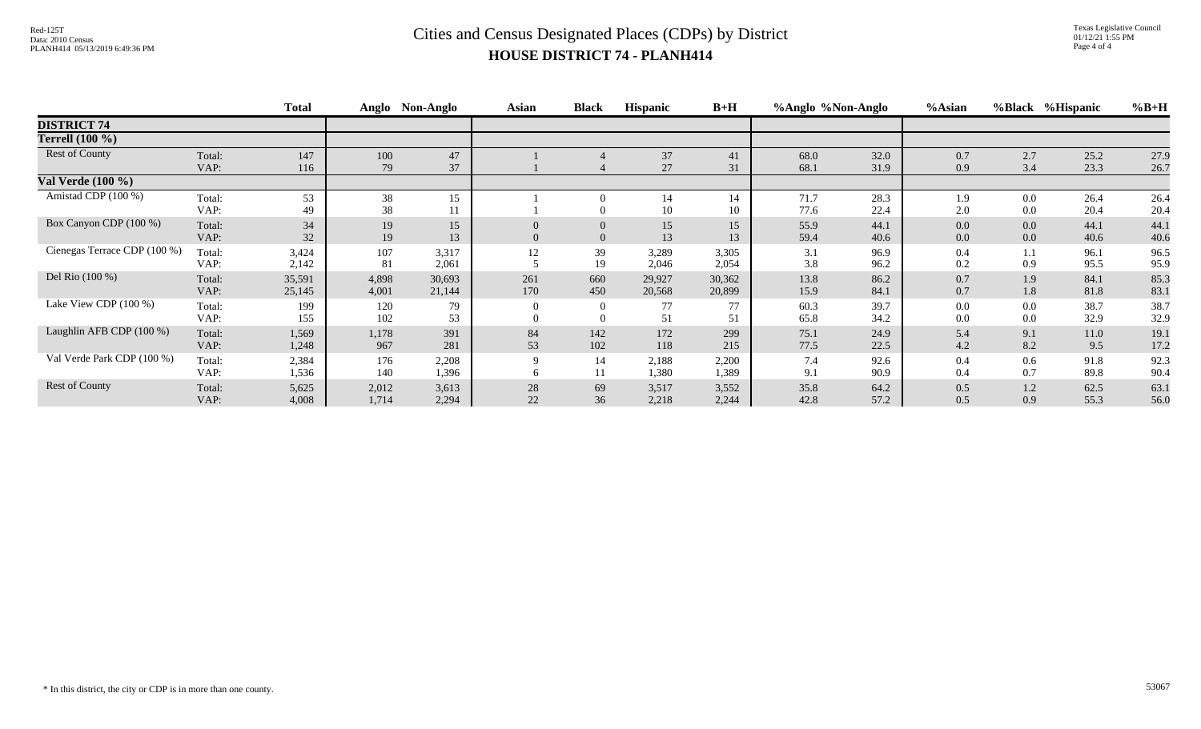# Cities and Census Designated Places (CDPs) by District

## HOUSE DISTRICT 74 - PLANH414

| | | Total | Anglo | Non-Anglo | Asian | Black | Hispanic | B+H | %Anglo | %Non-Anglo | %Asian | %Black | %Hispanic | %B+H |
|---|---|---|---|---|---|---|---|---|---|---|---|---|---|---|
| **DISTRICT 74** | | | | | | | | | | | | | | |
| **Terrell (100 %)** | | | | | | | | | | | | | | |
| Rest of County | Total: | 147 | 100 | 47 | 1 | 4 | 37 | 41 | 68.0 | 32.0 | 0.7 | 2.7 | 25.2 | 27.9 |
| | VAP: | 116 | 79 | 37 | 1 | 4 | 27 | 31 | 68.1 | 31.9 | 0.9 | 3.4 | 23.3 | 26.7 |
| **Val Verde (100 %)** | | | | | | | | | | | | | | |
| Amistad CDP (100 %) | Total: | 53 | 38 | 15 | 1 | 0 | 14 | 14 | 71.7 | 28.3 | 1.9 | 0.0 | 26.4 | 26.4 |
| | VAP: | 49 | 38 | 11 | 1 | 0 | 10 | 10 | 77.6 | 22.4 | 2.0 | 0.0 | 20.4 | 20.4 |
| Box Canyon CDP (100 %) | Total: | 34 | 19 | 15 | 0 | 0 | 15 | 15 | 55.9 | 44.1 | 0.0 | 0.0 | 44.1 | 44.1 |
| | VAP: | 32 | 19 | 13 | 0 | 0 | 13 | 13 | 59.4 | 40.6 | 0.0 | 0.0 | 40.6 | 40.6 |
| Cienegas Terrace CDP (100 %) | Total: | 3,424 | 107 | 3,317 | 12 | 39 | 3,289 | 3,305 | 3.1 | 96.9 | 0.4 | 1.1 | 96.1 | 96.5 |
| | VAP: | 2,142 | 81 | 2,061 | 5 | 19 | 2,046 | 2,054 | 3.8 | 96.2 | 0.2 | 0.9 | 95.5 | 95.9 |
| Del Rio (100 %) | Total: | 35,591 | 4,898 | 30,693 | 261 | 660 | 29,927 | 30,362 | 13.8 | 86.2 | 0.7 | 1.9 | 84.1 | 85.3 |
| | VAP: | 25,145 | 4,001 | 21,144 | 170 | 450 | 20,568 | 20,899 | 15.9 | 84.1 | 0.7 | 1.8 | 81.8 | 83.1 |
| Lake View CDP (100 %) | Total: | 199 | 120 | 79 | 0 | 0 | 77 | 77 | 60.3 | 39.7 | 0.0 | 0.0 | 38.7 | 38.7 |
| | VAP: | 155 | 102 | 53 | 0 | 0 | 51 | 51 | 65.8 | 34.2 | 0.0 | 0.0 | 32.9 | 32.9 |
| Laughlin AFB CDP (100 %) | Total: | 1,569 | 1,178 | 391 | 84 | 142 | 172 | 299 | 75.1 | 24.9 | 5.4 | 9.1 | 11.0 | 19.1 |
| | VAP: | 1,248 | 967 | 281 | 53 | 102 | 118 | 215 | 77.5 | 22.5 | 4.2 | 8.2 | 9.5 | 17.2 |
| Val Verde Park CDP (100 %) | Total: | 2,384 | 176 | 2,208 | 9 | 14 | 2,188 | 2,200 | 7.4 | 92.6 | 0.4 | 0.6 | 91.8 | 92.3 |
| | VAP: | 1,536 | 140 | 1,396 | 6 | 11 | 1,380 | 1,389 | 9.1 | 90.9 | 0.4 | 0.7 | 89.8 | 90.4 |
| Rest of County | Total: | 5,625 | 2,012 | 3,613 | 28 | 69 | 3,517 | 3,552 | 35.8 | 64.2 | 0.5 | 1.2 | 62.5 | 63.1 |
| | VAP: | 4,008 | 1,714 | 2,294 | 22 | 36 | 2,218 | 2,244 | 42.8 | 57.2 | 0.5 | 0.9 | 55.3 | 56.0 |

* In this district, the city or CDP is in more than one county.